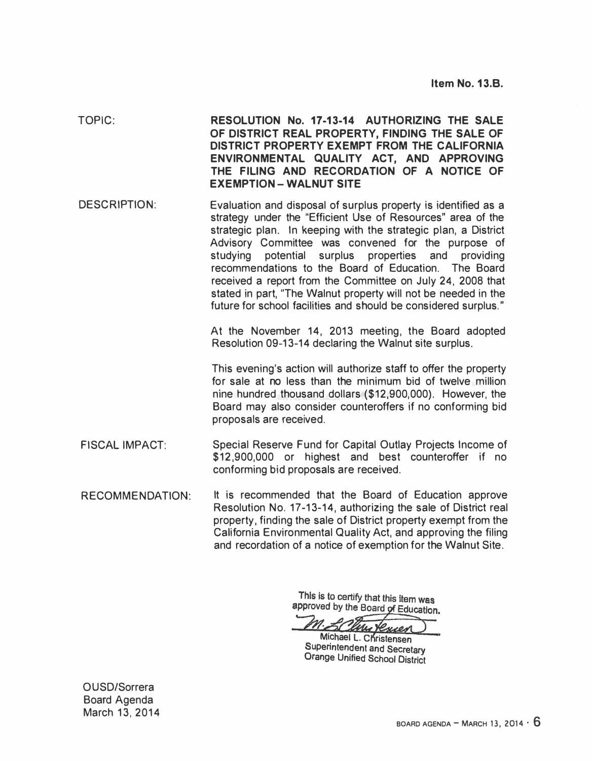**Item No. 13.B.**

TOPIC: **RESOLUTION No. 17-13-14 AUTHORIZING THE SALE OF DISTRICT REAL PROPERTY, FINDING THE SALE OF DISTRICT PROPERTY EXEMPT FROM THE CALIFORNIA ENVIRONMENTAL QUALITY ACT, AND APPROVING THE FILING AND RECORDATION OF A NOTICE OF EXEMPTION – WALNUT SITE**

DESCRIPTION: Evaluation and disposal of surplus property is identified as a strategy under the "Efficient Use of Resources" area of the strategic plan. In keeping with the strategic plan, a District Advisory Committee was convened for the purpose of studying potential surplus properties and providing recommendations to the Board of Education. The Board received a report from the Committee on July 24, 2008 that stated in part, "The Walnut property will not be needed in the future for school facilities and should be considered surplus."

At the November 14, 2013 meeting, the Board adopted Resolution 09-13-14 declaring the Walnut site surplus.

This evening's action will authorize staff to offer the property for sale at no less than the minimum bid of twelve million nine hundred thousand dollars ($12,900,000). However, the Board may also consider counteroffers if no conforming bid proposals are received.

FISCAL IMPACT: Special Reserve Fund for Capital Outlay Projects Income of $12,900,000 or highest and best counteroffer if no conforming bid proposals are received.

RECOMMENDATION: It is recommended that the Board of Education approve Resolution No. 17-13-14, authorizing the sale of District real property, finding the sale of District property exempt from the California Environmental Quality Act, and approving the filing and recordation of a notice of exemption for the Walnut Site.

This is to certify that this item was approved by the Board of Education.

Michael L. Christensen
Superintendent and Secretary
Orange Unified School District

OUSD/Sorrera
Board Agenda
March 13, 2014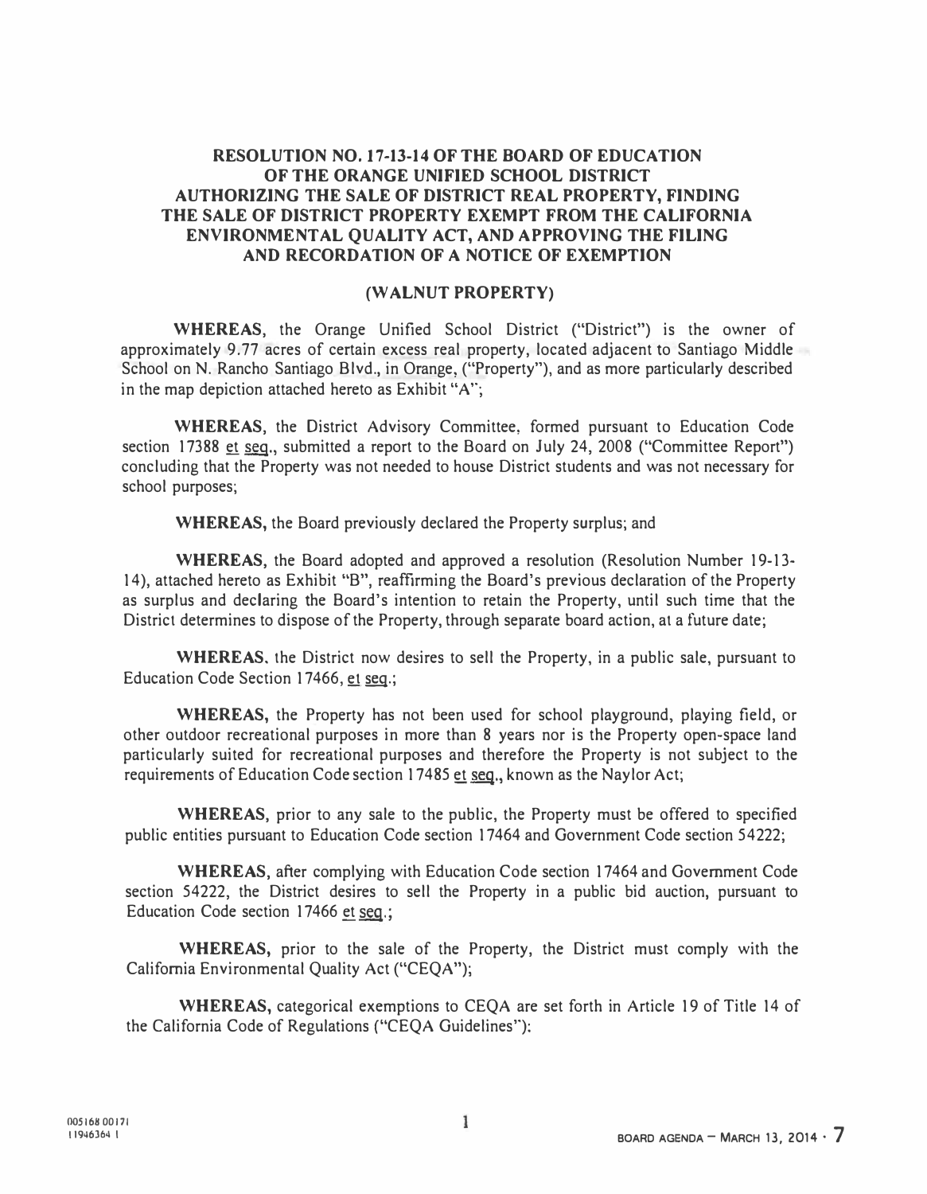**RESOLUTION NO. 17-13-14 OF THE BOARD OF EDUCATION OF THE ORANGE UNIFIED SCHOOL DISTRICT AUTHORIZING THE SALE OF DISTRICT REAL PROPERTY, FINDING THE SALE OF DISTRICT PROPERTY EXEMPT FROM THE CALIFORNIA ENVIRONMENTAL QUALITY ACT, AND APPROVING THE FILING AND RECORDATION OF A NOTICE OF EXEMPTION**

**(WALNUT PROPERTY)**

**WHEREAS**, the Orange Unified School District ("District") is the owner of approximately 9.77 acres of certain excess real property, located adjacent to Santiago Middle School on N. Rancho Santiago Blvd., in Orange, ("Property"), and as more particularly described in the map depiction attached hereto as Exhibit "A";

**WHEREAS**, the District Advisory Committee, formed pursuant to Education Code section 17388 et seq., submitted a report to the Board on July 24, 2008 ("Committee Report") concluding that the Property was not needed to house District students and was not necessary for school purposes;

**WHEREAS,** the Board previously declared the Property surplus; and

**WHEREAS,** the Board adopted and approved a resolution (Resolution Number 19-13-14), attached hereto as Exhibit "B", reaffirming the Board's previous declaration of the Property as surplus and declaring the Board's intention to retain the Property, until such time that the District determines to dispose of the Property, through separate board action, at a future date;

**WHEREAS**, the District now desires to sell the Property, in a public sale, pursuant to Education Code Section 17466, et seq.;

**WHEREAS,** the Property has not been used for school playground, playing field, or other outdoor recreational purposes in more than 8 years nor is the Property open-space land particularly suited for recreational purposes and therefore the Property is not subject to the requirements of Education Code section 17485 et seq., known as the Naylor Act;

**WHEREAS,** prior to any sale to the public, the Property must be offered to specified public entities pursuant to Education Code section 17464 and Government Code section 54222;

**WHEREAS,** after complying with Education Code section 17464 and Government Code section 54222, the District desires to sell the Property in a public bid auction, pursuant to Education Code section 17466 et seq.;

**WHEREAS,** prior to the sale of the Property, the District must comply with the California Environmental Quality Act ("CEQA");

**WHEREAS,** categorical exemptions to CEQA are set forth in Article 19 of Title 14 of the California Code of Regulations ("CEQA Guidelines"):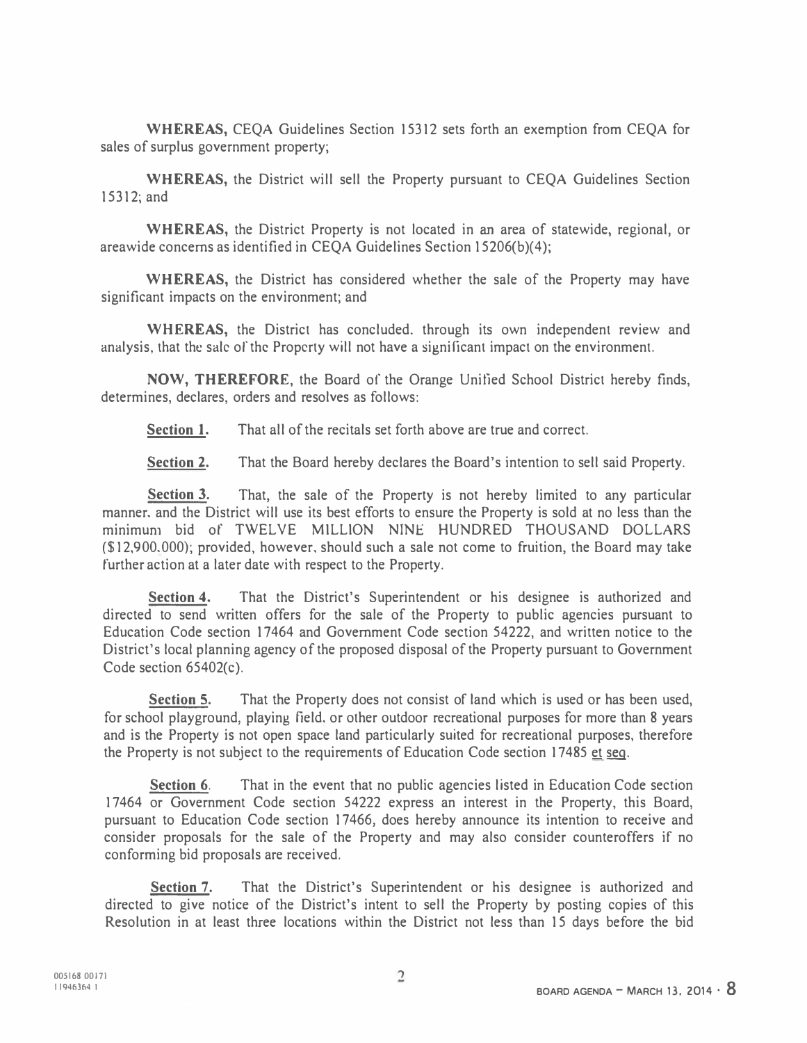**WHEREAS,** CEQA Guidelines Section 15312 sets forth an exemption from CEQA for sales of surplus government property;

**WHEREAS,** the District will sell the Property pursuant to CEQA Guidelines Section 15312; and

**WHEREAS,** the District Property is not located in an area of statewide, regional, or areawide concerns as identified in CEQA Guidelines Section 15206(b)(4);

**WHEREAS,** the District has considered whether the sale of the Property may have significant impacts on the environment; and

**WHEREAS,** the District has concluded, through its own independent review and analysis, that the sale of the Property will not have a significant impact on the environment.

**NOW, THEREFORE**, the Board of the Orange Unified School District hereby finds, determines, declares, orders and resolves as follows:

**Section 1.** That all of the recitals set forth above are true and correct.

**Section 2.** That the Board hereby declares the Board's intention to sell said Property.

**Section 3.** That, the sale of the Property is not hereby limited to any particular manner, and the District will use its best efforts to ensure the Property is sold at no less than the minimum bid of TWELVE MILLION NINE HUNDRED THOUSAND DOLLARS ($12,900,000); provided, however, should such a sale not come to fruition, the Board may take further action at a later date with respect to the Property.

**Section 4.** That the District's Superintendent or his designee is authorized and directed to send written offers for the sale of the Property to public agencies pursuant to Education Code section 17464 and Government Code section 54222, and written notice to the District's local planning agency of the proposed disposal of the Property pursuant to Government Code section 65402(c).

**Section 5.** That the Property does not consist of land which is used or has been used, for school playground, playing field, or other outdoor recreational purposes for more than 8 years and is the Property is not open space land particularly suited for recreational purposes, therefore the Property is not subject to the requirements of Education Code section 17485 et seq.

**Section 6.** That in the event that no public agencies listed in Education Code section 17464 or Government Code section 54222 express an interest in the Property, this Board, pursuant to Education Code section 17466, does hereby announce its intention to receive and consider proposals for the sale of the Property and may also consider counteroffers if no conforming bid proposals are received.

**Section 7.** That the District's Superintendent or his designee is authorized and directed to give notice of the District's intent to sell the Property by posting copies of this Resolution in at least three locations within the District not less than 15 days before the bid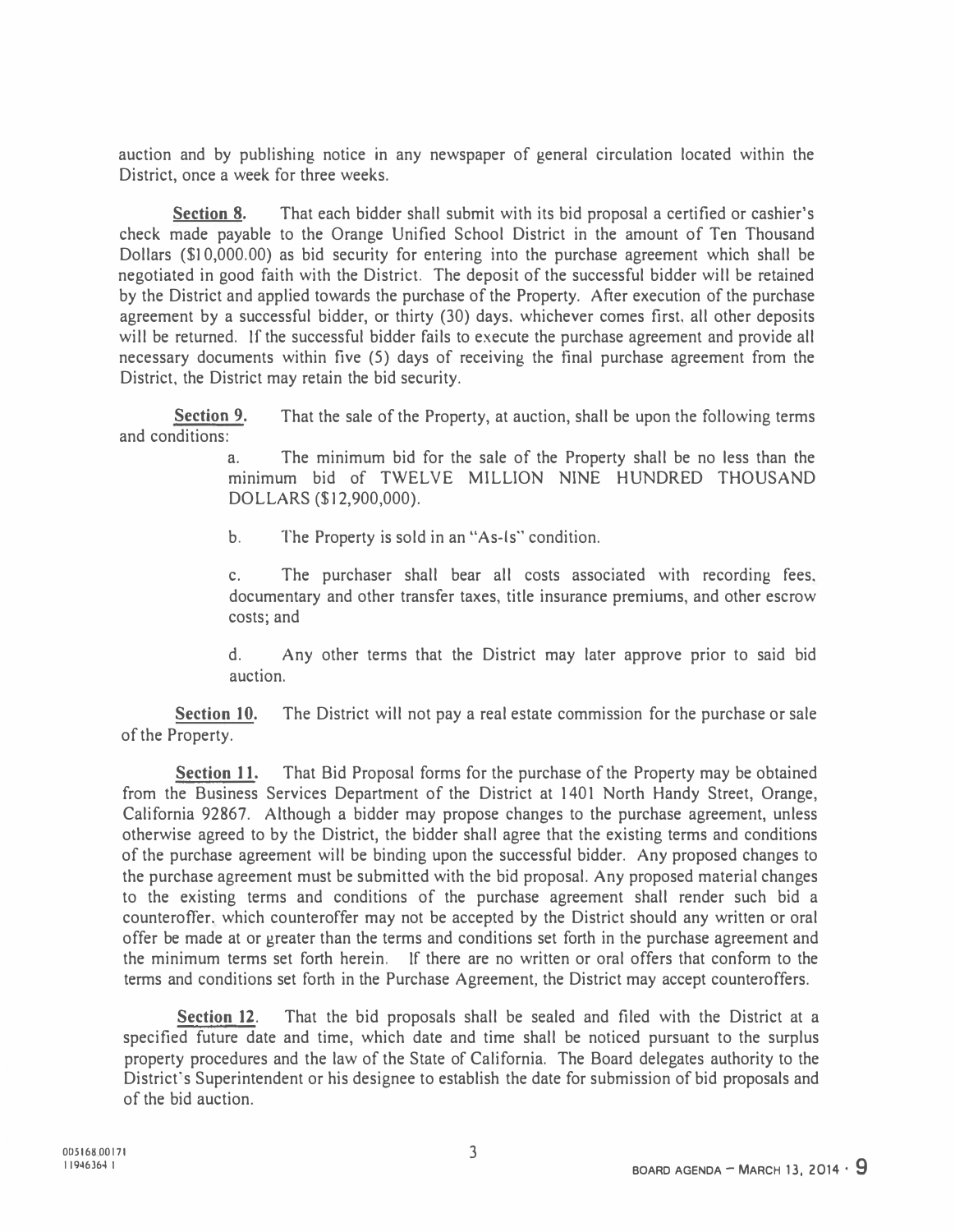auction and by publishing notice in any newspaper of general circulation located within the District, once a week for three weeks.

**Section 8.** That each bidder shall submit with its bid proposal a certified or cashier's check made payable to the Orange Unified School District in the amount of Ten Thousand Dollars ($10,000.00) as bid security for entering into the purchase agreement which shall be negotiated in good faith with the District. The deposit of the successful bidder will be retained by the District and applied towards the purchase of the Property. After execution of the purchase agreement by a successful bidder, or thirty (30) days, whichever comes first, all other deposits will be returned. If the successful bidder fails to execute the purchase agreement and provide all necessary documents within five (5) days of receiving the final purchase agreement from the District, the District may retain the bid security.

**Section 9.** That the sale of the Property, at auction, shall be upon the following terms and conditions:

a. The minimum bid for the sale of the Property shall be no less than the minimum bid of TWELVE MILLION NINE HUNDRED THOUSAND DOLLARS ($12,900,000).

b. The Property is sold in an "As-Is" condition.

c. The purchaser shall bear all costs associated with recording fees, documentary and other transfer taxes, title insurance premiums, and other escrow costs; and

d. Any other terms that the District may later approve prior to said bid auction.

**Section 10.** The District will not pay a real estate commission for the purchase or sale of the Property.

**Section 11.** That Bid Proposal forms for the purchase of the Property may be obtained from the Business Services Department of the District at 1401 North Handy Street, Orange, California 92867. Although a bidder may propose changes to the purchase agreement, unless otherwise agreed to by the District, the bidder shall agree that the existing terms and conditions of the purchase agreement will be binding upon the successful bidder. Any proposed changes to the purchase agreement must be submitted with the bid proposal. Any proposed material changes to the existing terms and conditions of the purchase agreement shall render such bid a counteroffer, which counteroffer may not be accepted by the District should any written or oral offer be made at or greater than the terms and conditions set forth in the purchase agreement and the minimum terms set forth herein. If there are no written or oral offers that conform to the terms and conditions set forth in the Purchase Agreement, the District may accept counteroffers.

**Section 12**. That the bid proposals shall be sealed and filed with the District at a specified future date and time, which date and time shall be noticed pursuant to the surplus property procedures and the law of the State of California. The Board delegates authority to the District's Superintendent or his designee to establish the date for submission of bid proposals and of the bid auction.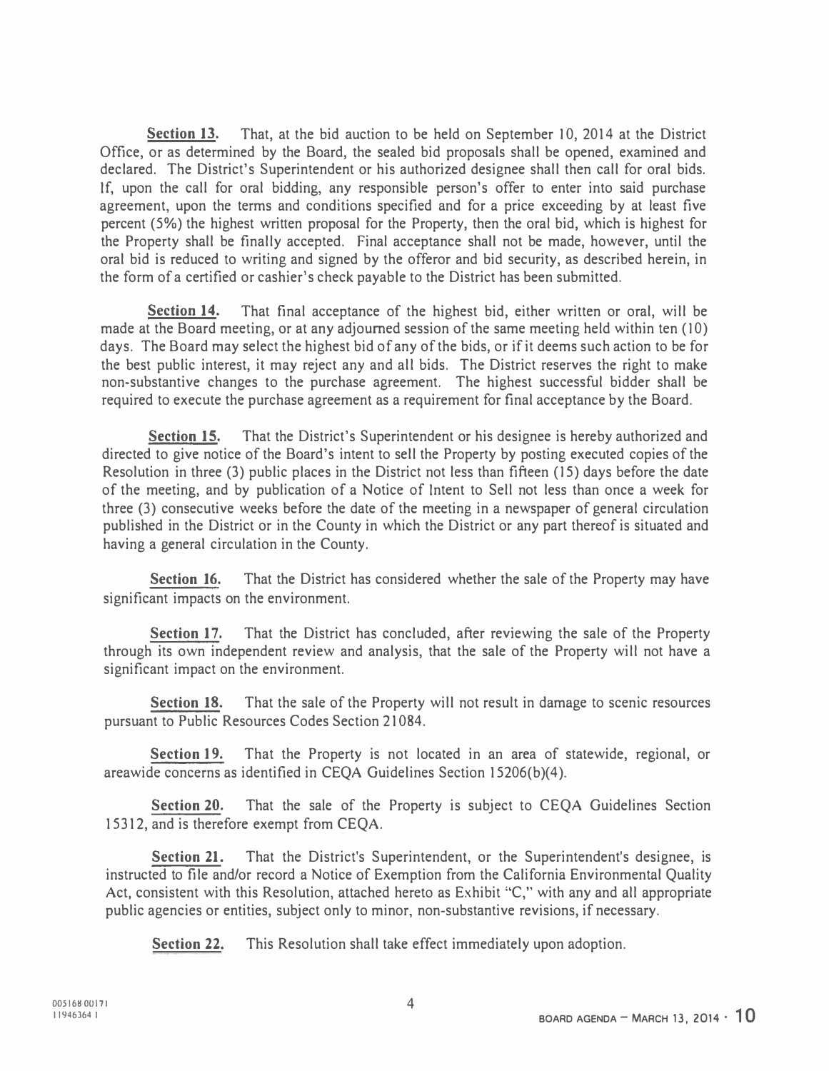**Section 13.** That, at the bid auction to be held on September 10, 2014 at the District Office, or as determined by the Board, the sealed bid proposals shall be opened, examined and declared. The District's Superintendent or his authorized designee shall then call for oral bids. If, upon the call for oral bidding, any responsible person's offer to enter into said purchase agreement, upon the terms and conditions specified and for a price exceeding by at least five percent (5%) the highest written proposal for the Property, then the oral bid, which is highest for the Property shall be finally accepted. Final acceptance shall not be made, however, until the oral bid is reduced to writing and signed by the offeror and bid security, as described herein, in the form of a certified or cashier's check payable to the District has been submitted.

**Section 14.** That final acceptance of the highest bid, either written or oral, will be made at the Board meeting, or at any adjourned session of the same meeting held within ten (10) days. The Board may select the highest bid of any of the bids, or if it deems such action to be for the best public interest, it may reject any and all bids. The District reserves the right to make non-substantive changes to the purchase agreement. The highest successful bidder shall be required to execute the purchase agreement as a requirement for final acceptance by the Board.

**Section 15.** That the District's Superintendent or his designee is hereby authorized and directed to give notice of the Board's intent to sell the Property by posting executed copies of the Resolution in three (3) public places in the District not less than fifteen (15) days before the date of the meeting, and by publication of a Notice of Intent to Sell not less than once a week for three (3) consecutive weeks before the date of the meeting in a newspaper of general circulation published in the District or in the County in which the District or any part thereof is situated and having a general circulation in the County.

**Section 16.** That the District has considered whether the sale of the Property may have significant impacts on the environment.

**Section 17.** That the District has concluded, after reviewing the sale of the Property through its own independent review and analysis, that the sale of the Property will not have a significant impact on the environment.

**Section 18.** That the sale of the Property will not result in damage to scenic resources pursuant to Public Resources Codes Section 21084.

**Section 19.** That the Property is not located in an area of statewide, regional, or areawide concerns as identified in CEQA Guidelines Section 15206(b)(4).

**Section 20.** That the sale of the Property is subject to CEQA Guidelines Section 15312, and is therefore exempt from CEQA.

**Section 21.** That the District's Superintendent, or the Superintendent's designee, is instructed to file and/or record a Notice of Exemption from the California Environmental Quality Act, consistent with this Resolution, attached hereto as Exhibit "C," with any and all appropriate public agencies or entities, subject only to minor, non-substantive revisions, if necessary.

**Section 22.** This Resolution shall take effect immediately upon adoption.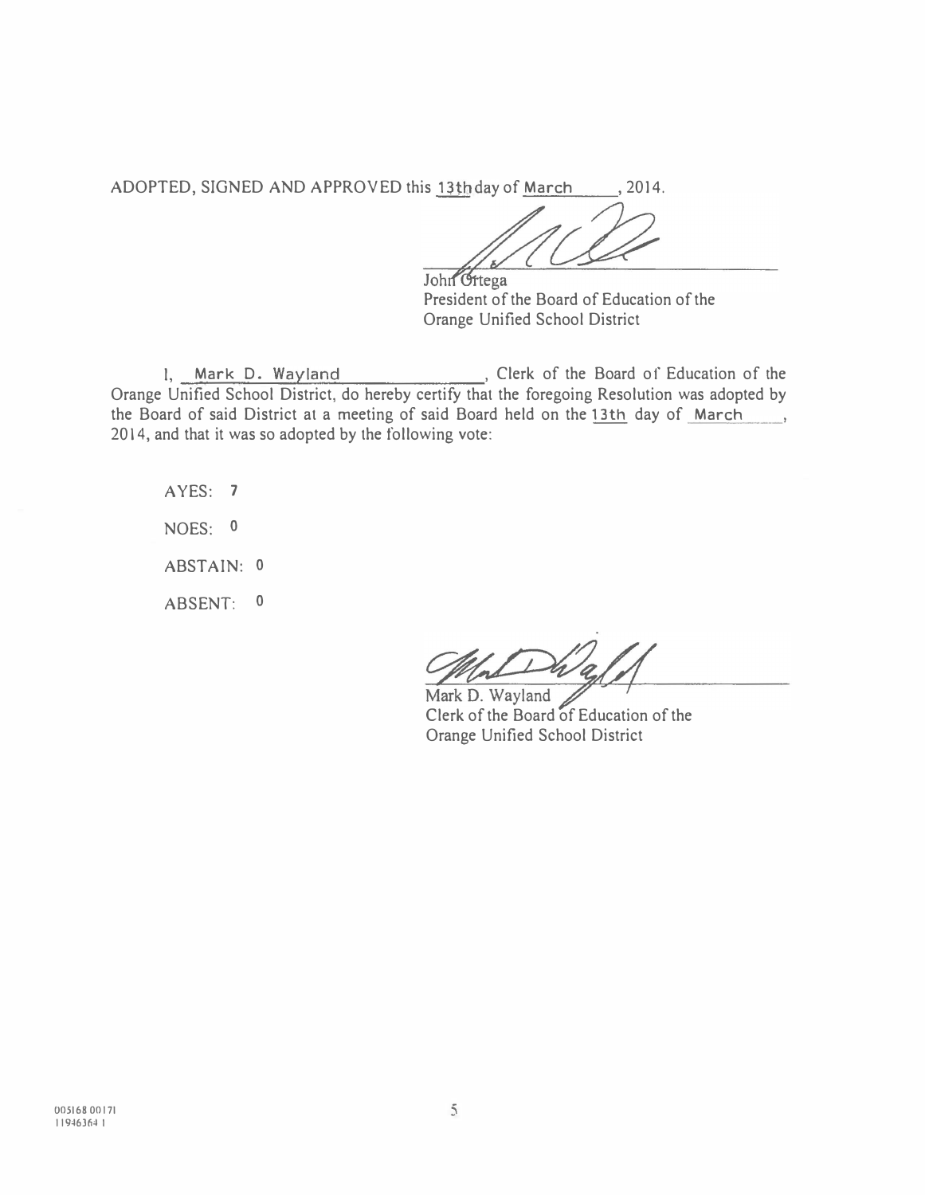ADOPTED, SIGNED AND APPROVED this 13th day of March, 2014.

John Ortega
President of the Board of Education of the
Orange Unified School District

I, Mark D. Wayland, Clerk of the Board of Education of the Orange Unified School District, do hereby certify that the foregoing Resolution was adopted by the Board of said District at a meeting of said Board held on the 13th day of March, 2014, and that it was so adopted by the following vote:

AYES: 7

NOES: 0

ABSTAIN: 0

ABSENT: 0

Mark D. Wayland
Clerk of the Board of Education of the
Orange Unified School District

005168 00171
11946364 1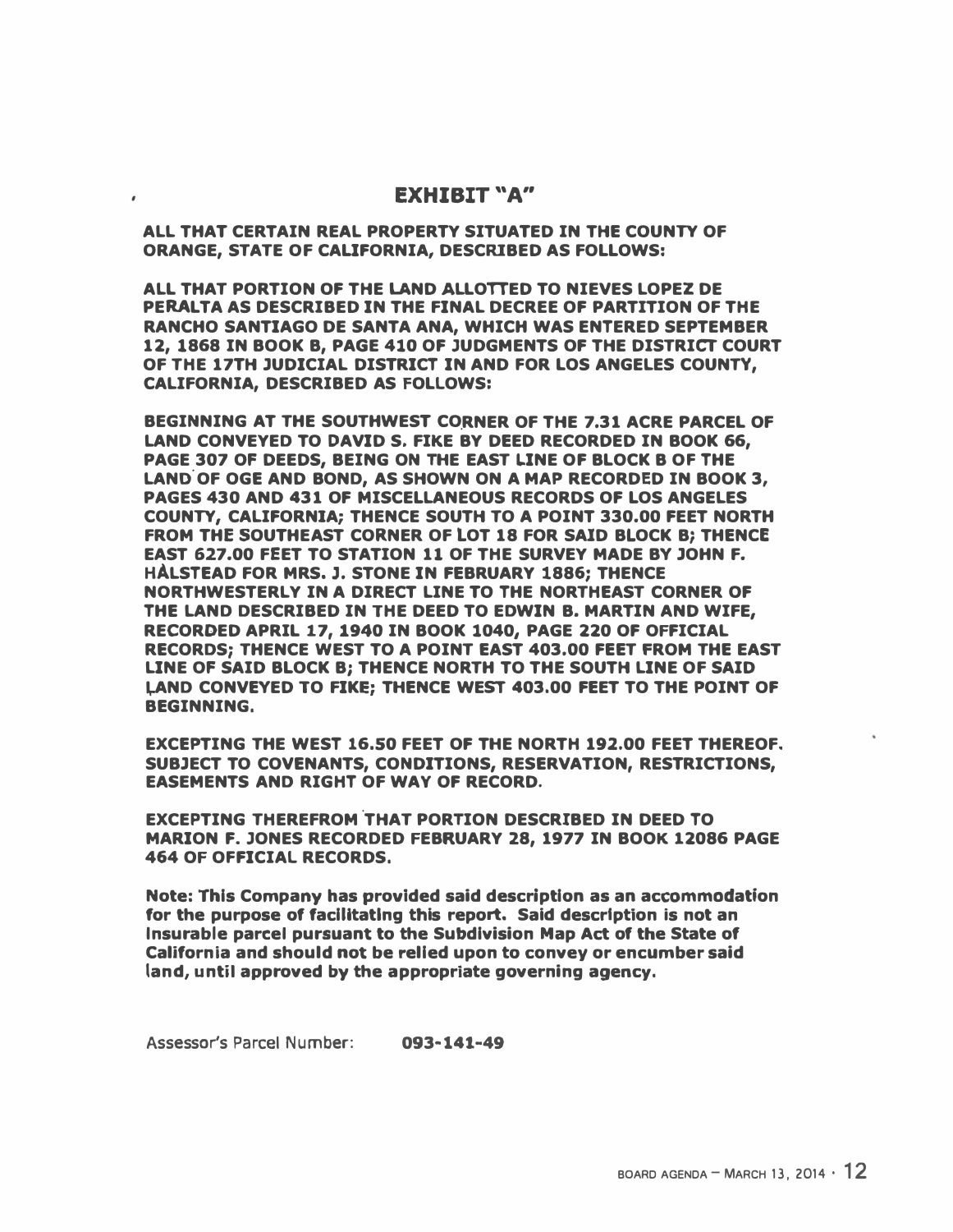# EXHIBIT "A"

**ALL THAT CERTAIN REAL PROPERTY SITUATED IN THE COUNTY OF ORANGE, STATE OF CALIFORNIA, DESCRIBED AS FOLLOWS:**

**ALL THAT PORTION OF THE LAND ALLOTTED TO NIEVES LOPEZ DE PERALTA AS DESCRIBED IN THE FINAL DECREE OF PARTITION OF THE RANCHO SANTIAGO DE SANTA ANA, WHICH WAS ENTERED SEPTEMBER 12, 1868 IN BOOK B, PAGE 410 OF JUDGMENTS OF THE DISTRICT COURT OF THE 17TH JUDICIAL DISTRICT IN AND FOR LOS ANGELES COUNTY, CALIFORNIA, DESCRIBED AS FOLLOWS:**

**BEGINNING AT THE SOUTHWEST CORNER OF THE 7.31 ACRE PARCEL OF LAND CONVEYED TO DAVID S. FIKE BY DEED RECORDED IN BOOK 66, PAGE 307 OF DEEDS, BEING ON THE EAST LINE OF BLOCK B OF THE LAND OF OGE AND BOND, AS SHOWN ON A MAP RECORDED IN BOOK 3, PAGES 430 AND 431 OF MISCELLANEOUS RECORDS OF LOS ANGELES COUNTY, CALIFORNIA; THENCE SOUTH TO A POINT 330.00 FEET NORTH FROM THE SOUTHEAST CORNER OF LOT 18 FOR SAID BLOCK B; THENCE EAST 627.00 FEET TO STATION 11 OF THE SURVEY MADE BY JOHN F. HALSTEAD FOR MRS. J. STONE IN FEBRUARY 1886; THENCE NORTHWESTERLY IN A DIRECT LINE TO THE NORTHEAST CORNER OF THE LAND DESCRIBED IN THE DEED TO EDWIN B. MARTIN AND WIFE, RECORDED APRIL 17, 1940 IN BOOK 1040, PAGE 220 OF OFFICIAL RECORDS; THENCE WEST TO A POINT EAST 403.00 FEET FROM THE EAST LINE OF SAID BLOCK B; THENCE NORTH TO THE SOUTH LINE OF SAID LAND CONVEYED TO FIKE; THENCE WEST 403.00 FEET TO THE POINT OF BEGINNING.**

**EXCEPTING THE WEST 16.50 FEET OF THE NORTH 192.00 FEET THEREOF. SUBJECT TO COVENANTS, CONDITIONS, RESERVATION, RESTRICTIONS, EASEMENTS AND RIGHT OF WAY OF RECORD.**

**EXCEPTING THEREFROM THAT PORTION DESCRIBED IN DEED TO MARION F. JONES RECORDED FEBRUARY 28, 1977 IN BOOK 12086 PAGE 464 OF OFFICIAL RECORDS.**

**Note: This Company has provided said description as an accommodation for the purpose of facilitating this report. Said description is not an insurable parcel pursuant to the Subdivision Map Act of the State of California and should not be relied upon to convey or encumber said land, until approved by the appropriate governing agency.**

Assessor's Parcel Number: **093-141-49**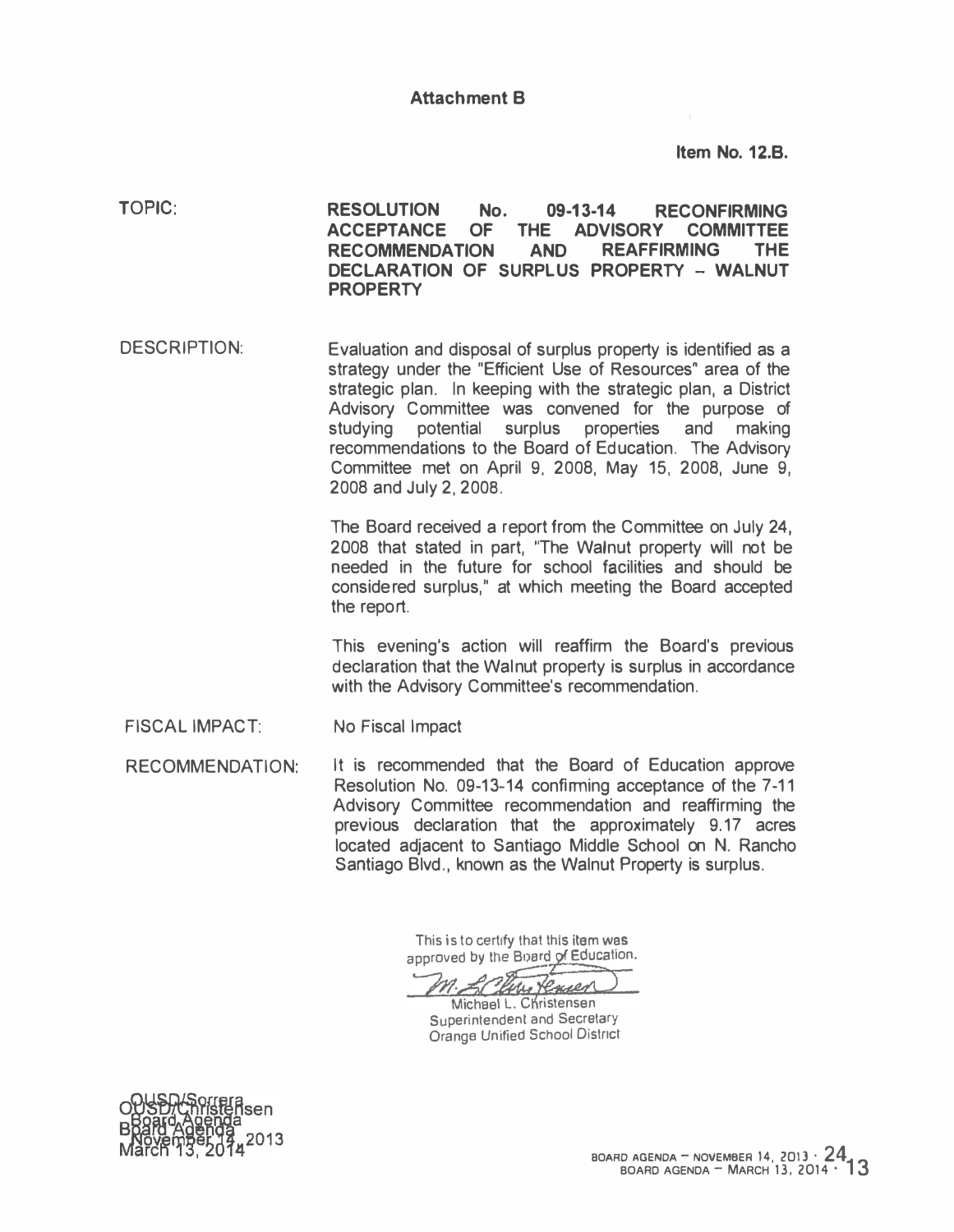**Attachment B**

**Item No. 12.B.**

TOPIC: **RESOLUTION No. 09-13-14 RECONFIRMING ACCEPTANCE OF THE ADVISORY COMMITTEE RECOMMENDATION AND REAFFIRMING THE DECLARATION OF SURPLUS PROPERTY – WALNUT PROPERTY**

DESCRIPTION: Evaluation and disposal of surplus property is identified as a strategy under the "Efficient Use of Resources" area of the strategic plan. In keeping with the strategic plan, a District Advisory Committee was convened for the purpose of studying potential surplus properties and making recommendations to the Board of Education. The Advisory Committee met on April 9, 2008, May 15, 2008, June 9, 2008 and July 2, 2008.

The Board received a report from the Committee on July 24, 2008 that stated in part, "The Walnut property will not be needed in the future for school facilities and should be considered surplus," at which meeting the Board accepted the report.

This evening's action will reaffirm the Board's previous declaration that the Walnut property is surplus in accordance with the Advisory Committee's recommendation.

FISCAL IMPACT: No Fiscal Impact

RECOMMENDATION: It is recommended that the Board of Education approve Resolution No. 09-13-14 confirming acceptance of the 7-11 Advisory Committee recommendation and reaffirming the previous declaration that the approximately 9.17 acres located adjacent to Santiago Middle School on N. Rancho Santiago Blvd., known as the Walnut Property is surplus.

This is to certify that this item was approved by the Board of Education.

Michael L. Christensen
Superintendent and Secretary
Orange Unified School District

OUSD/Sorrera
OUSD/Christensen
Board Agenda
Board Agenda
November 14, 2013
March 13, 2014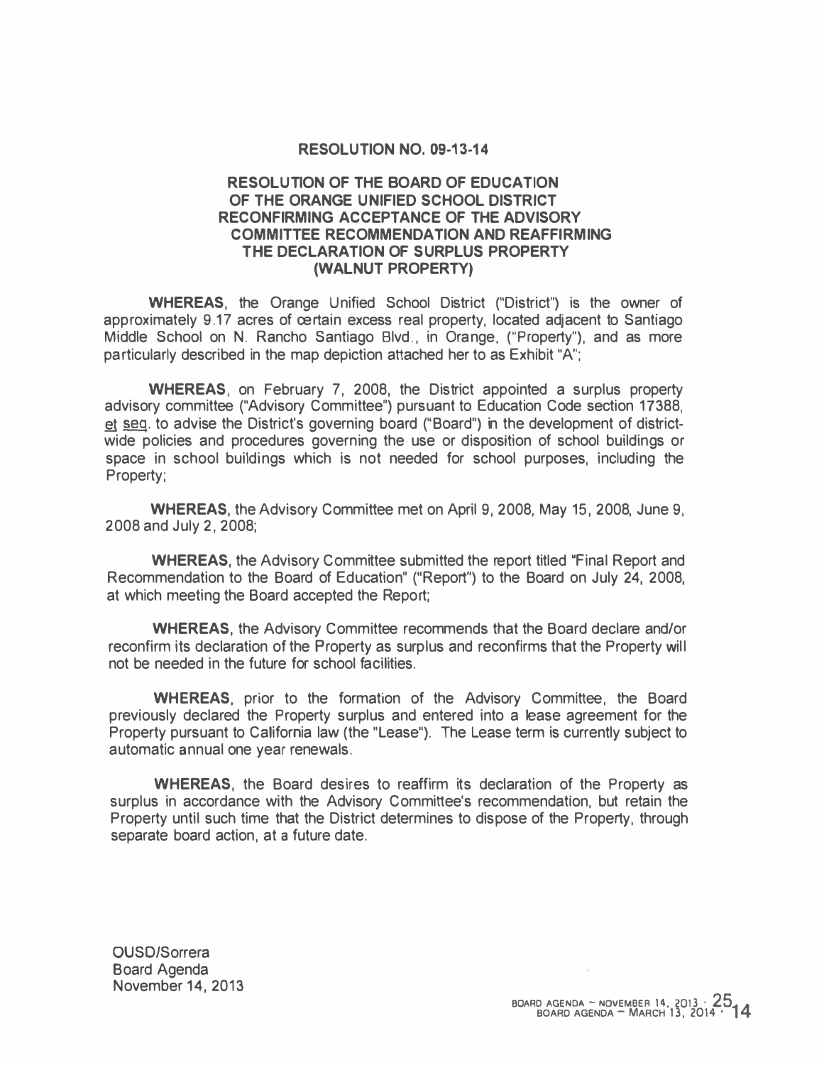**RESOLUTION NO. 09-13-14**

**RESOLUTION OF THE BOARD OF EDUCATION OF THE ORANGE UNIFIED SCHOOL DISTRICT RECONFIRMING ACCEPTANCE OF THE ADVISORY COMMITTEE RECOMMENDATION AND REAFFIRMING THE DECLARATION OF SURPLUS PROPERTY (WALNUT PROPERTY)**

**WHEREAS**, the Orange Unified School District ("District") is the owner of approximately 9.17 acres of certain excess real property, located adjacent to Santiago Middle School on N. Rancho Santiago Blvd., in Orange, ("Property"), and as more particularly described in the map depiction attached her to as Exhibit "A";

**WHEREAS**, on February 7, 2008, the District appointed a surplus property advisory committee ("Advisory Committee") pursuant to Education Code section 17388, et seq. to advise the District's governing board ("Board") in the development of district-wide policies and procedures governing the use or disposition of school buildings or space in school buildings which is not needed for school purposes, including the Property;

**WHEREAS**, the Advisory Committee met on April 9, 2008, May 15, 2008, June 9, 2008 and July 2, 2008;

**WHEREAS**, the Advisory Committee submitted the report titled "Final Report and Recommendation to the Board of Education" ("Report") to the Board on July 24, 2008, at which meeting the Board accepted the Report;

**WHEREAS**, the Advisory Committee recommends that the Board declare and/or reconfirm its declaration of the Property as surplus and reconfirms that the Property will not be needed in the future for school facilities.

**WHEREAS**, prior to the formation of the Advisory Committee, the Board previously declared the Property surplus and entered into a lease agreement for the Property pursuant to California law (the "Lease"). The Lease term is currently subject to automatic annual one year renewals.

**WHEREAS**, the Board desires to reaffirm its declaration of the Property as surplus in accordance with the Advisory Committee's recommendation, but retain the Property until such time that the District determines to dispose of the Property, through separate board action, at a future date.

OUSD/Sorrera
Board Agenda
November 14, 2013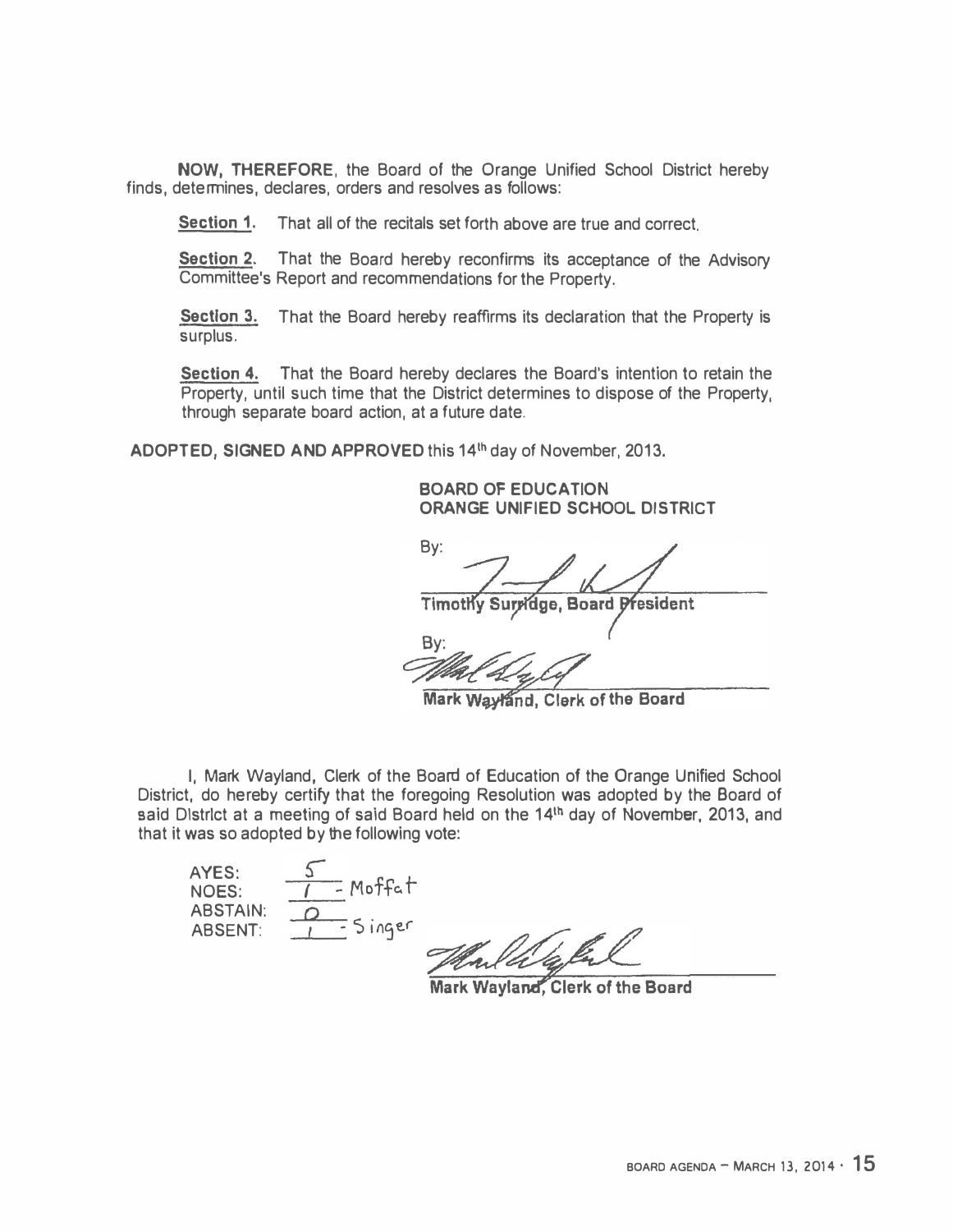**NOW, THEREFORE**, the Board of the Orange Unified School District hereby finds, determines, declares, orders and resolves as follows:

**Section 1.** That all of the recitals set forth above are true and correct.

**Section 2.** That the Board hereby reconfirms its acceptance of the Advisory Committee's Report and recommendations for the Property.

**Section 3.** That the Board hereby reaffirms its declaration that the Property is surplus.

**Section 4.** That the Board hereby declares the Board's intention to retain the Property, until such time that the District determines to dispose of the Property, through separate board action, at a future date.

**ADOPTED, SIGNED AND APPROVED** this 14th day of November, 2013.

**BOARD OF EDUCATION**
**ORANGE UNIFIED SCHOOL DISTRICT**

By: ______________________
**Timothy Surridge, Board President**

By: ______________________
**Mark Wayland, Clerk of the Board**

I, Mark Wayland, Clerk of the Board of Education of the Orange Unified School District, do hereby certify that the foregoing Resolution was adopted by the Board of said District at a meeting of said Board held on the 14th day of November, 2013, and that it was so adopted by the following vote:

AYES: 5
NOES: 1 - Moffat
ABSTAIN: 0
ABSENT: 1 - Singer

______________________
**Mark Wayland, Clerk of the Board**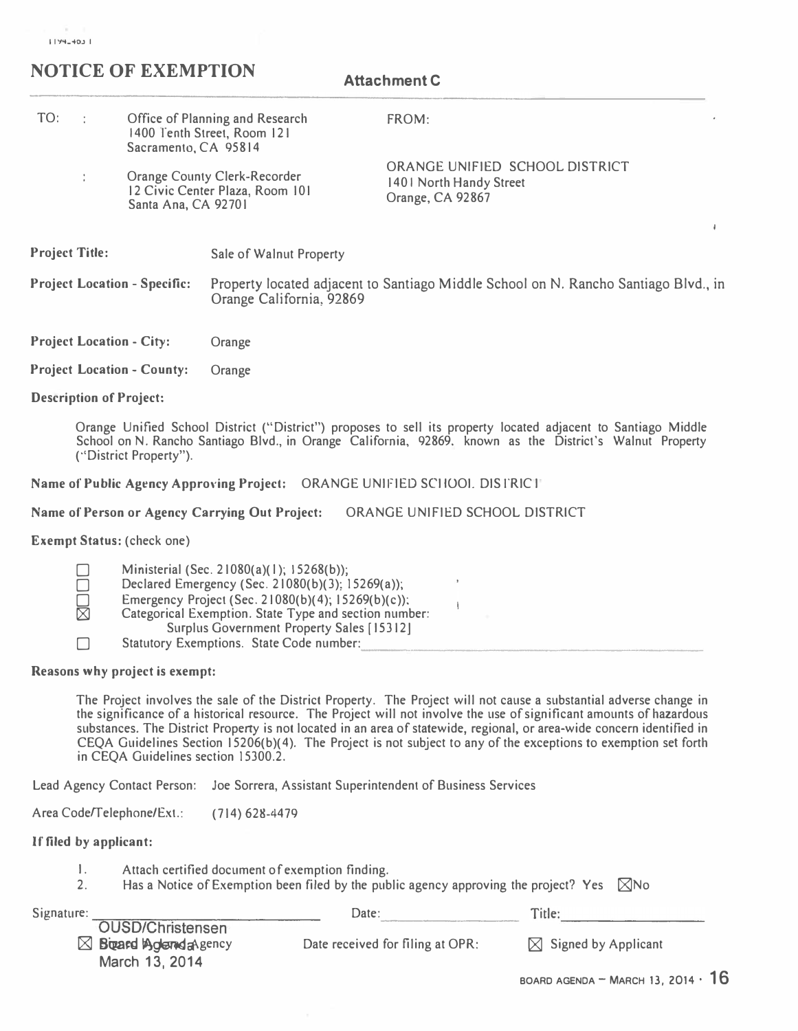1194-463 1

# NOTICE OF EXEMPTION

**Attachment C**

TO: : Office of Planning and Research
1400 Tenth Street, Room 121
Sacramento, CA 95814

: Orange County Clerk-Recorder
12 Civic Center Plaza, Room 101
Santa Ana, CA 92701

FROM:

ORANGE UNIFIED SCHOOL DISTRICT
1401 North Handy Street
Orange, CA 92867

**Project Title:** Sale of Walnut Property

**Project Location - Specific:** Property located adjacent to Santiago Middle School on N. Rancho Santiago Blvd., in Orange California, 92869

**Project Location - City:** Orange

**Project Location - County:** Orange

**Description of Project:**

Orange Unified School District ("District") proposes to sell its property located adjacent to Santiago Middle School on N. Rancho Santiago Blvd., in Orange California, 92869. known as the District's Walnut Property ("District Property").

**Name of Public Agency Approving Project:** ORANGE UNIFIED SCHOOL DISTRICT

**Name of Person or Agency Carrying Out Project:** ORANGE UNIFIED SCHOOL DISTRICT

**Exempt Status:** (check one)

- ☐ Ministerial (Sec. 21080(a)(1); 15268(b));
- ☐ Declared Emergency (Sec. 21080(b)(3); 15269(a));
- ☐ Emergency Project (Sec. 21080(b)(4); 15269(b)(c));
- ☒ Categorical Exemption. State Type and section number: Surplus Government Property Sales [15312]
- ☐ Statutory Exemptions. State Code number:\_\_\_\_\_\_\_\_

**Reasons why project is exempt:**

The Project involves the sale of the District Property. The Project will not cause a substantial adverse change in the significance of a historical resource. The Project will not involve the use of significant amounts of hazardous substances. The District Property is not located in an area of statewide, regional, or area-wide concern identified in CEQA Guidelines Section 15206(b)(4). The Project is not subject to any of the exceptions to exemption set forth in CEQA Guidelines section 15300.2.

Lead Agency Contact Person: Joe Sorrera, Assistant Superintendent of Business Services

Area Code/Telephone/Ext.: (714) 628-4479

**If filed by applicant:**

1. Attach certified document of exemption finding.
2. Has a Notice of Exemption been filed by the public agency approving the project? Yes ☒No

Signature: \_\_\_\_\_\_\_\_ Date: \_\_\_\_\_\_\_\_ Title: \_\_\_\_\_\_\_\_

☒ Signed by Lead Agency Date received for filing at OPR: ☒ Signed by Applicant

OUSD/Christensen
Board Agenda
March 13, 2014